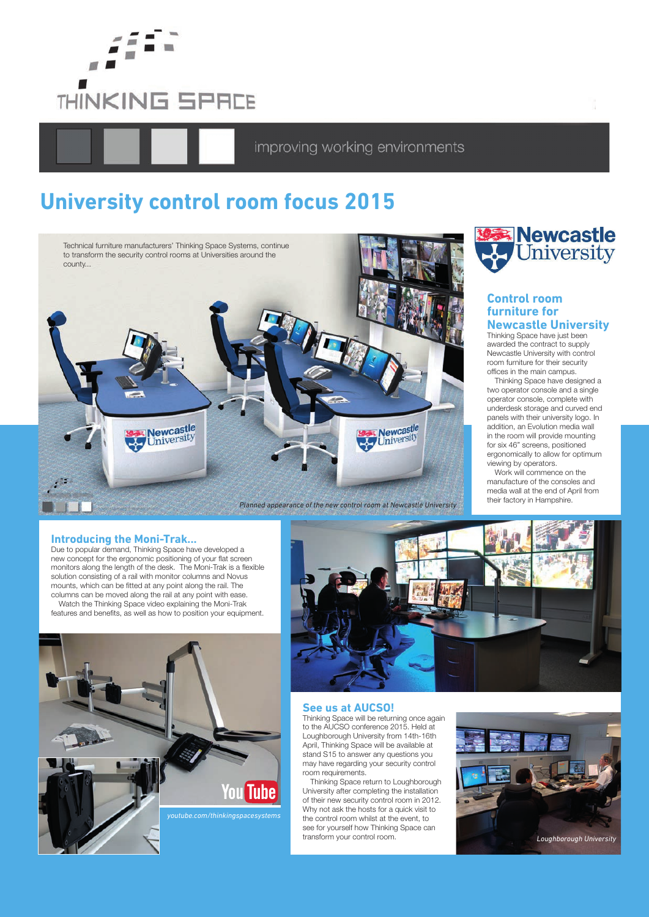THINKING SPACE

improving working environments

# University control room focus 2015

Technical furniture manufacturers' Thinking Space Systems, continue to transform the security control rooms at Universities around the county...

*Planned appearance of the new control room at Newcastle University*

## Control room furniture for Newcastle University

Thinking Space have just been awarded the contract to supply Newcastle University with control room furniture for their security offices in the main campus.

Thinking Space have designed a two operator console and a single operator console, complete with underdesk storage and curved end panels with their university logo. In addition, an Evolution media wall in the room will provide mounting for six 46" screens, positioned ergonomically to allow for optimum viewing by operators.

Work will commence on the manufacture of the consoles and media wall at the end of April from their factory in Hampshire.

## Introducing the Moni-Trak...

Due to popular demand, Thinking Space have developed a new concept for the ergonomic positioning of your flat screen monitors along the length of the desk. The Moni-Trak is a flexible solution consisting of a rail with monitor columns and Novus mounts, which can be fitted at any point along the rail. The columns can be moved along the rail at any point with ease.

Watch the Thinking Space video explaining the Moni-Trak features and benefits, as well as how to position your equipment.

*youtube.com/thinkingspacesystems*

## See us at AUCSO!

Thinking Space will be returning once again to the AUCSO conference 2015. Held at Loughborough University from 14th-16th April, Thinking Space will be available at stand S15 to answer any questions you may have regarding your security control room requirements.

Thinking Space return to Loughborough University after completing the installation of their new security control room in 2012. Why not ask the hosts for a quick visit to the control room whilst at the event, to see for yourself how Thinking Space can transform your control room.

*Loughborough University*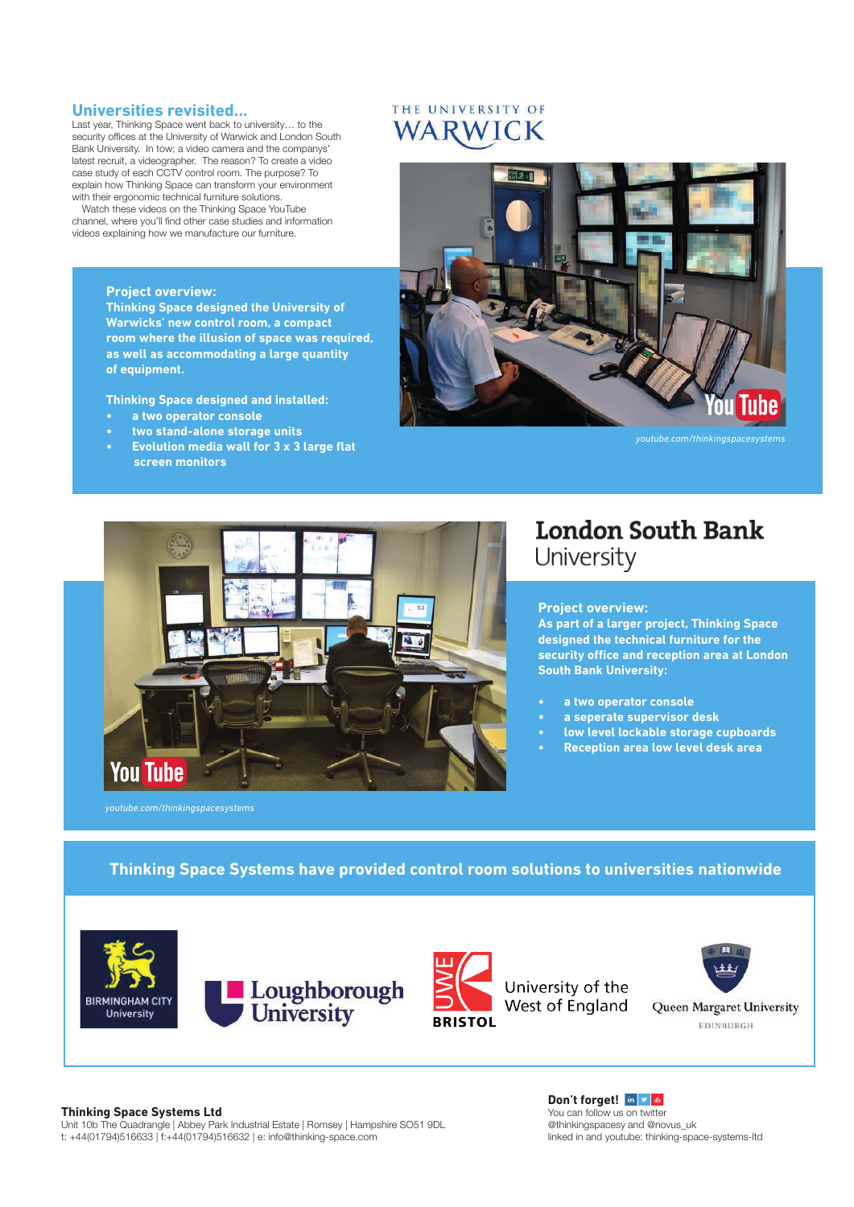## Universities revisited...

Last year, Thinking Space went back to university… to the security offices at the University of Warwick and London South Bank University. In tow; a video camera and the companys' latest recruit, a videographer. The reason? To create a video case study of each CCTV control room. The purpose? To explain how Thinking Space can transform your environment with their ergonomic technical furniture solutions.

Watch these videos on the Thinking Space YouTube channel, where you'll find other case studies and information videos explaining how we manufacture our furniture.

THE UNIVERSITY OF WARWICK

**Project overview:**
**Thinking Space designed the University of Warwicks' new control room, a compact room where the illusion of space was required, as well as accommodating a large quantity of equipment.**

**Thinking Space designed and installed:**

- **a two operator console**
- **two stand-alone storage units**
- **Evolution media wall for 3 x 3 large flat screen monitors**

*youtube.com/thinkingspacesystems*

## London South Bank University

**Project overview:**
**As part of a larger project, Thinking Space designed the technical furniture for the security office and reception area at London South Bank University:**

- **a two operator console**
- **a seperate supervisor desk**
- **low level lockable storage cupboards**
- **Reception area low level desk area**

*youtube.com/thinkingspacesystems*

**Thinking Space Systems have provided control room solutions to universities nationwide**

BIRMINGHAM CITY University | Loughborough University | UWE BRISTOL University of the West of England | Queen Margaret University EDINBURGH

**Thinking Space Systems Ltd**
Unit 10b The Quadrangle | Abbey Park Industrial Estate | Romsey | Hampshire SO51 9DL
t: +44(01794)516633 | f:+44(01794)516632 | e: info@thinking-space.com

**Don't forget!**
You can follow us on twitter
@thinkingspacesy and @novus_uk
linked in and youtube: thinking-space-systems-ltd